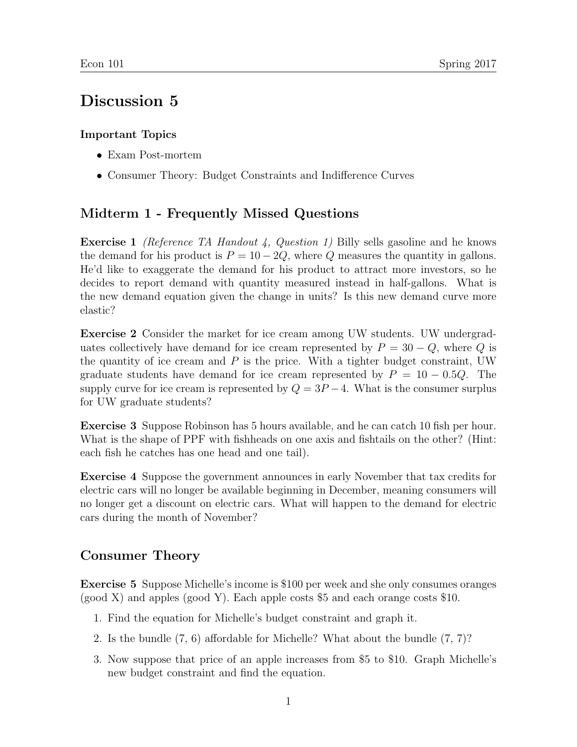# Discussion 5

**Important Topics**

- Exam Post-mortem
- Consumer Theory: Budget Constraints and Indifference Curves

## Midterm 1 - Frequently Missed Questions

**Exercise 1** *(Reference TA Handout 4, Question 1)* Billy sells gasoline and he knows the demand for his product is $P = 10 - 2Q$, where $Q$ measures the quantity in gallons. He'd like to exaggerate the demand for his product to attract more investors, so he decides to report demand with quantity measured instead in half-gallons. What is the new demand equation given the change in units? Is this new demand curve more elastic?

**Exercise 2** Consider the market for ice cream among UW students. UW undergraduates collectively have demand for ice cream represented by $P = 30 - Q$, where $Q$ is the quantity of ice cream and $P$ is the price. With a tighter budget constraint, UW graduate students have demand for ice cream represented by $P = 10 - 0.5Q$. The supply curve for ice cream is represented by $Q = 3P - 4$. What is the consumer surplus for UW graduate students?

**Exercise 3** Suppose Robinson has 5 hours available, and he can catch 10 fish per hour. What is the shape of PPF with fishheads on one axis and fishtails on the other? (Hint: each fish he catches has one head and one tail).

**Exercise 4** Suppose the government announces in early November that tax credits for electric cars will no longer be available beginning in December, meaning consumers will no longer get a discount on electric cars. What will happen to the demand for electric cars during the month of November?

## Consumer Theory

**Exercise 5** Suppose Michelle's income is \$100 per week and she only consumes oranges (good X) and apples (good Y). Each apple costs \$5 and each orange costs \$10.

1. Find the equation for Michelle's budget constraint and graph it.
2. Is the bundle (7, 6) affordable for Michelle? What about the bundle (7, 7)?
3. Now suppose that price of an apple increases from \$5 to \$10. Graph Michelle's new budget constraint and find the equation.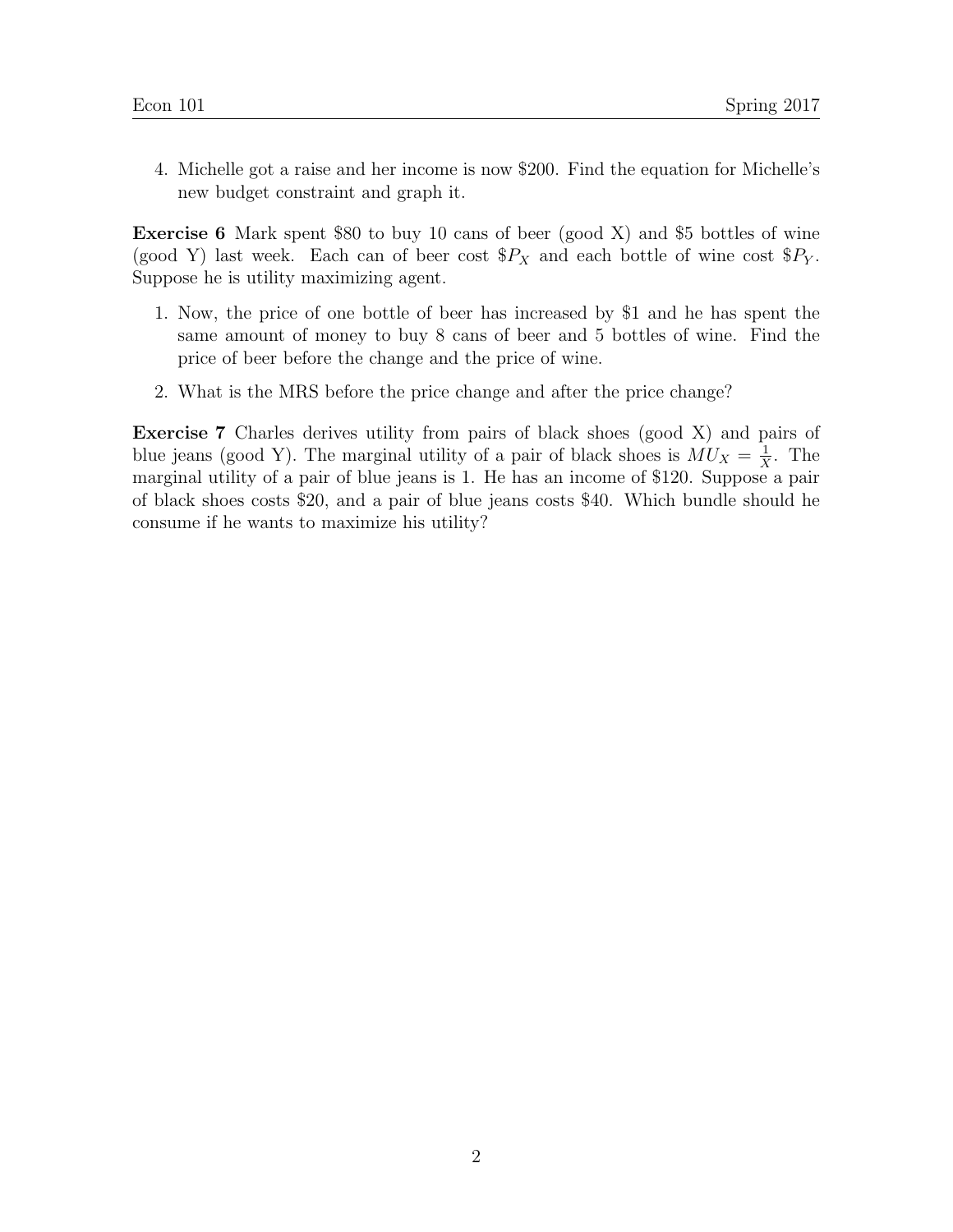4. Michelle got a raise and her income is now $200. Find the equation for Michelle's new budget constraint and graph it.

**Exercise 6** Mark spent $80 to buy 10 cans of beer (good X) and $5 bottles of wine (good Y) last week. Each can of beer cost $\$P_X$ and each bottle of wine cost $\$P_Y$. Suppose he is utility maximizing agent.

1. Now, the price of one bottle of beer has increased by $1 and he has spent the same amount of money to buy 8 cans of beer and 5 bottles of wine. Find the price of beer before the change and the price of wine.
2. What is the MRS before the price change and after the price change?

**Exercise 7** Charles derives utility from pairs of black shoes (good X) and pairs of blue jeans (good Y). The marginal utility of a pair of black shoes is $MU_X = \frac{1}{X}$. The marginal utility of a pair of blue jeans is 1. He has an income of $120. Suppose a pair of black shoes costs $20, and a pair of blue jeans costs $40. Which bundle should he consume if he wants to maximize his utility?